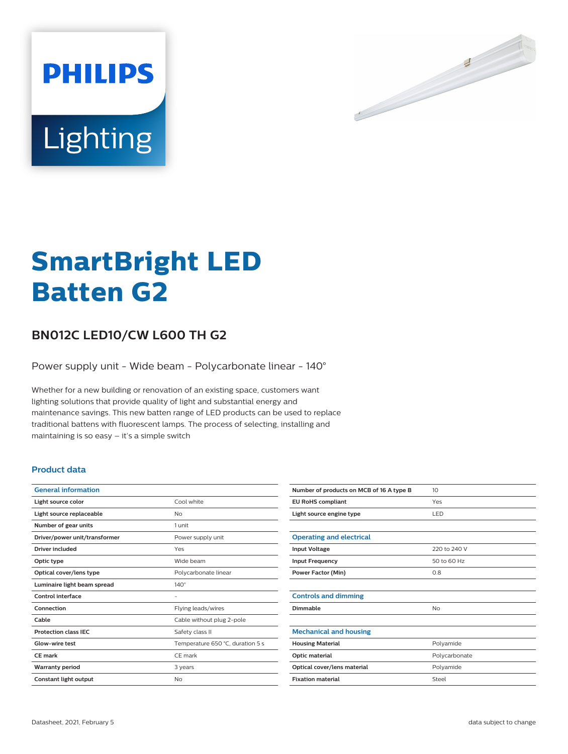PHILIPS

Lighting

# SmartBright LED Batten G2

## BN012C LED10/CW L600 TH G2

Power supply unit - Wide beam - Polycarbonate linear - 140°

Whether for a new building or renovation of an existing space, customers want lighting solutions that provide quality of light and substantial energy and maintenance savings. This new batten range of LED products can be used to replace traditional battens with fluorescent lamps. The process of selecting, installing and maintaining is so easy – it's a simple switch

### Product data

| General information | |
|---|---|
| Light source color | Cool white |
| Light source replaceable | No |
| Number of gear units | 1 unit |
| Driver/power unit/transformer | Power supply unit |
| Driver included | Yes |
| Optic type | Wide beam |
| Optical cover/lens type | Polycarbonate linear |
| Luminaire light beam spread | 140° |
| Control interface | - |
| Connection | Flying leads/wires |
| Cable | Cable without plug 2-pole |
| Protection class IEC | Safety class II |
| Glow-wire test | Temperature 650 °C, duration 5 s |
| CE mark | CE mark |
| Warranty period | 3 years |
| Constant light output | No |
| Number of products on MCB of 16 A type B | 10 |
| EU RoHS compliant | Yes |
| Light source engine type | LED |

| Operating and electrical | |
|---|---|
| Input Voltage | 220 to 240 V |
| Input Frequency | 50 to 60 Hz |
| Power Factor (Min) | 0.8 |

| Controls and dimming | |
|---|---|
| Dimmable | No |

| Mechanical and housing | |
|---|---|
| Housing Material | Polyamide |
| Optic material | Polycarbonate |
| Optical cover/lens material | Polyamide |
| Fixation material | Steel |

Datasheet, 2021, February 5 data subject to change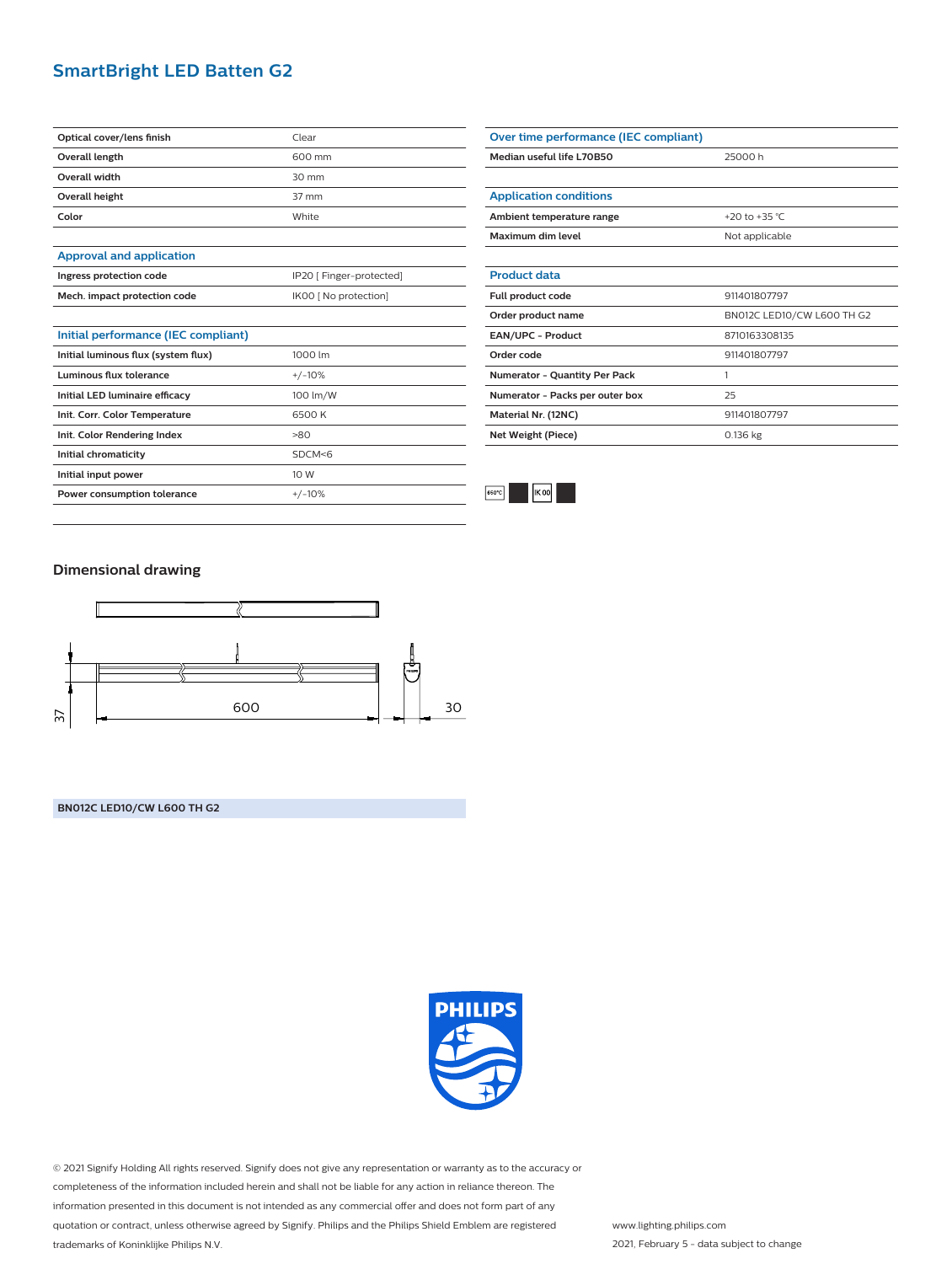# SmartBright LED Batten G2

| | |
|---|---|
| Optical cover/lens finish | Clear |
| Overall length | 600 mm |
| Overall width | 30 mm |
| Overall height | 37 mm |
| Color | White |

## Approval and application

| | |
|---|---|
| Ingress protection code | IP20 [ Finger-protected] |
| Mech. impact protection code | IK00 [ No protection] |

## Initial performance (IEC compliant)

| | |
|---|---|
| Initial luminous flux (system flux) | 1000 lm |
| Luminous flux tolerance | +/-10% |
| Initial LED luminaire efficacy | 100 lm/W |
| Init. Corr. Color Temperature | 6500 K |
| Init. Color Rendering Index | >80 |
| Initial chromaticity | SDCM<6 |
| Initial input power | 10 W |
| Power consumption tolerance | +/-10% |

## Over time performance (IEC compliant)

| | |
|---|---|
| Median useful life L70B50 | 25000 h |

## Application conditions

| | |
|---|---|
| Ambient temperature range | +20 to +35 °C |
| Maximum dim level | Not applicable |

## Product data

| | |
|---|---|
| Full product code | 911401807797 |
| Order product name | BN012C LED10/CW L600 TH G2 |
| EAN/UPC - Product | 8710163308135 |
| Order code | 911401807797 |
| Numerator - Quantity Per Pack | 1 |
| Numerator - Packs per outer box | 25 |
| Material Nr. (12NC) | 911401807797 |
| Net Weight (Piece) | 0.136 kg |

650°C IK00

## Dimensional drawing

37

600

30

**BN012C LED10/CW L600 TH G2**

© 2021 Signify Holding All rights reserved. Signify does not give any representation or warranty as to the accuracy or completeness of the information included herein and shall not be liable for any action in reliance thereon. The information presented in this document is not intended as any commercial offer and does not form part of any quotation or contract, unless otherwise agreed by Signify. Philips and the Philips Shield Emblem are registered trademarks of Koninklijke Philips N.V.

www.lighting.philips.com

2021, February 5 - data subject to change